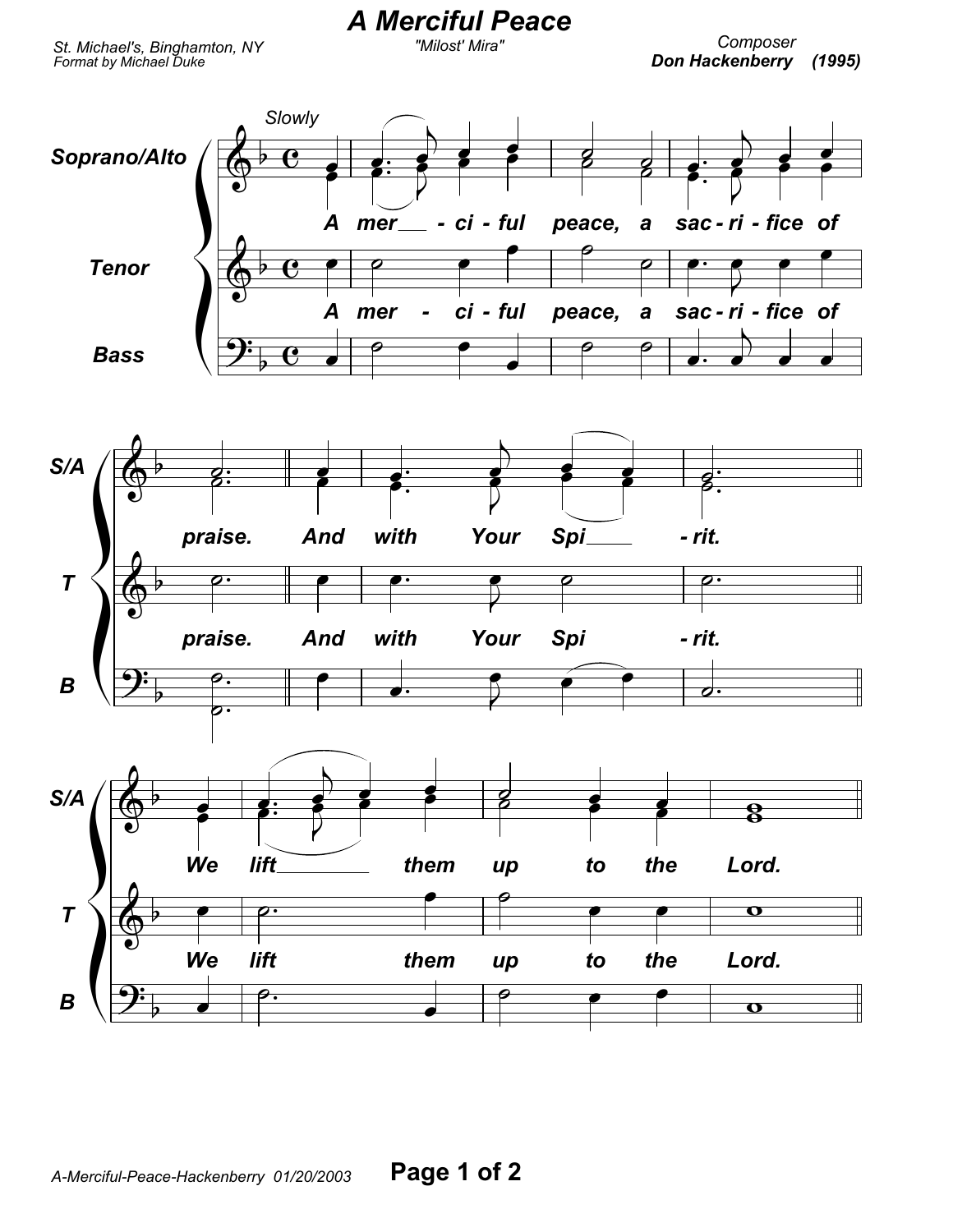# A Merciful Peace

"Milost' Mira"

St. Michael's, Binghamton, NY
Format by Michael Duke

Composer
**Don Hackenberry (1995)**

*Slowly*

Soprano/Alto, Tenor, Bass

*A mer - ci - ful peace, a sac - ri - fice of praise. And with Your Spi - rit.*

*We lift them up to the Lord.*

A-Merciful-Peace-Hackenberry 01/20/2003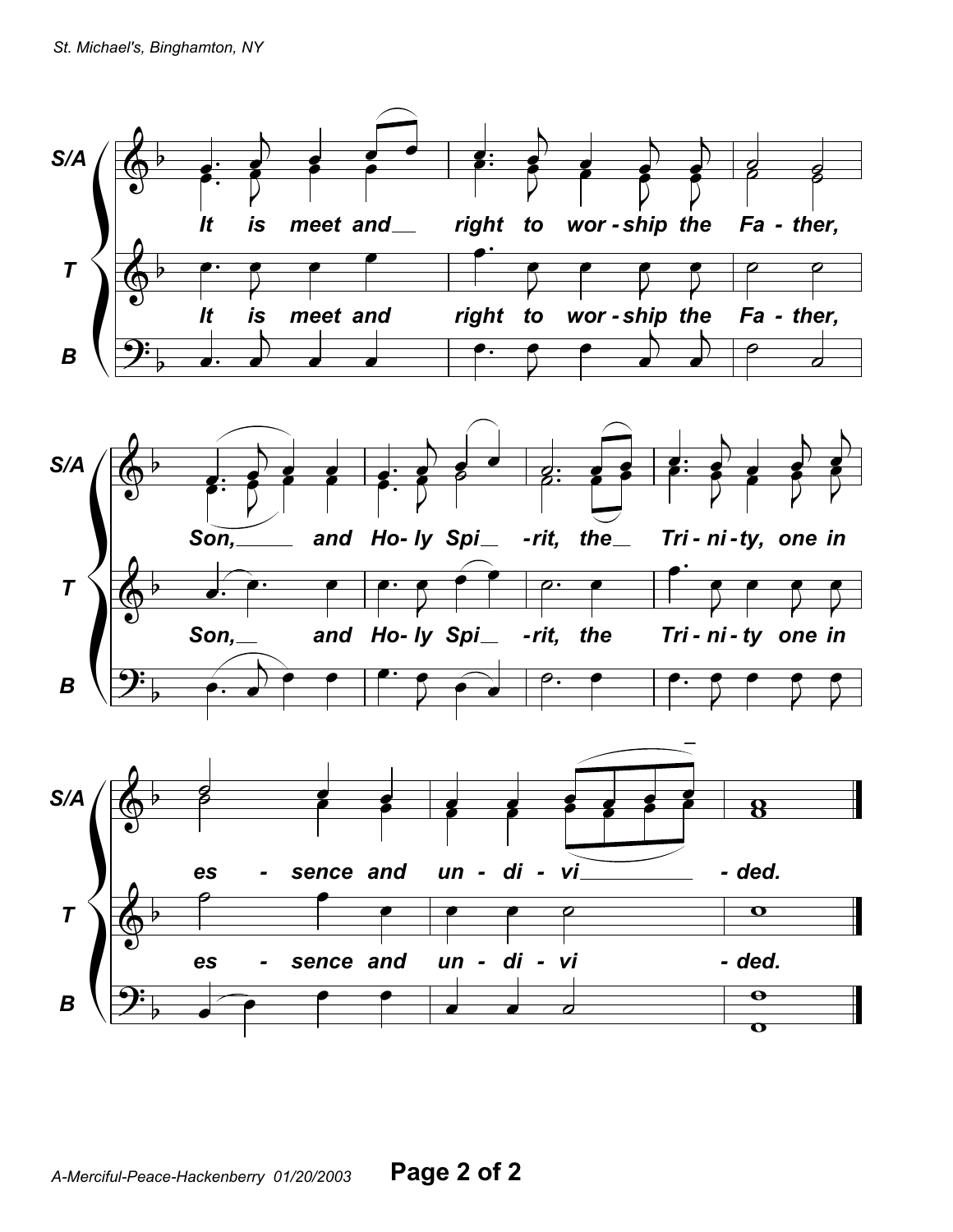S/A

T

B

It is meet and right to wor-ship the Fa-ther,

Son, and Ho-ly Spi-rit, the Tri-ni-ty, one in

es-sence and un-di-vi-ded.